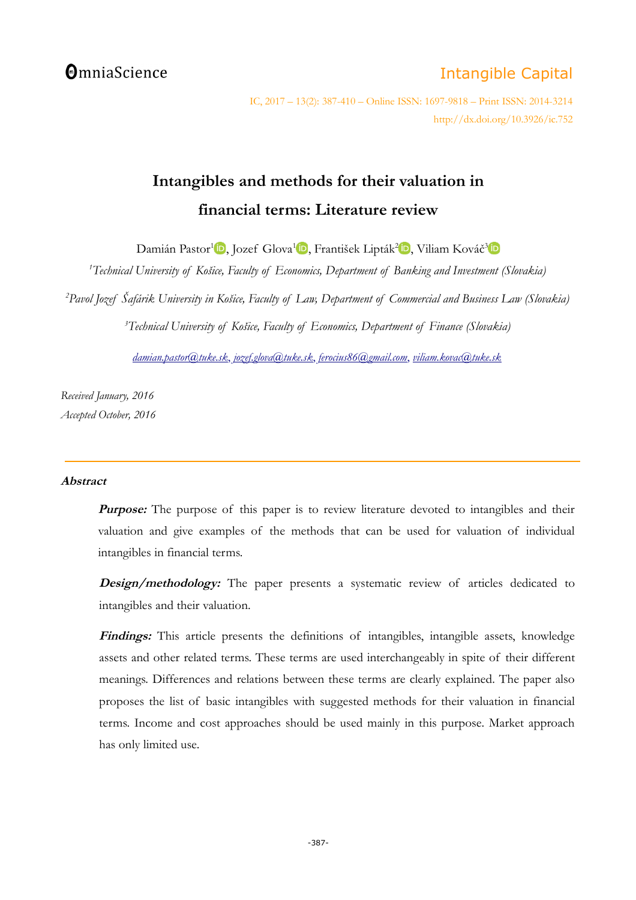# Intangibles and methods for their valuation in financial terms: Literature review

Damián Pastor[1], Jozef Glova[1], František Lipták[2], Viliam Kováč[3]

[1]*Technical University of Košice, Faculty of Economics, Department of Banking and Investment (Slovakia)*

[2]*Pavol Jozef Šafárik University in Košice, Faculty of Law, Department of Commercial and Business Law (Slovakia)*

[3]*Technical University of Košice, Faculty of Economics, Department of Finance (Slovakia)*

damian.pastor@tuke.sk, jozef.glova@tuke.sk, ferocius86@gmail.com, viliam.kovac@tuke.sk

*Received January, 2016*
*Accepted October, 2016*

## Abstract

***Purpose:*** The purpose of this paper is to review literature devoted to intangibles and their valuation and give examples of the methods that can be used for valuation of individual intangibles in financial terms.

***Design/methodology:*** The paper presents a systematic review of articles dedicated to intangibles and their valuation.

***Findings:*** This article presents the definitions of intangibles, intangible assets, knowledge assets and other related terms. These terms are used interchangeably in spite of their different meanings. Differences and relations between these terms are clearly explained. The paper also proposes the list of basic intangibles with suggested methods for their valuation in financial terms. Income and cost approaches should be used mainly in this purpose. Market approach has only limited use.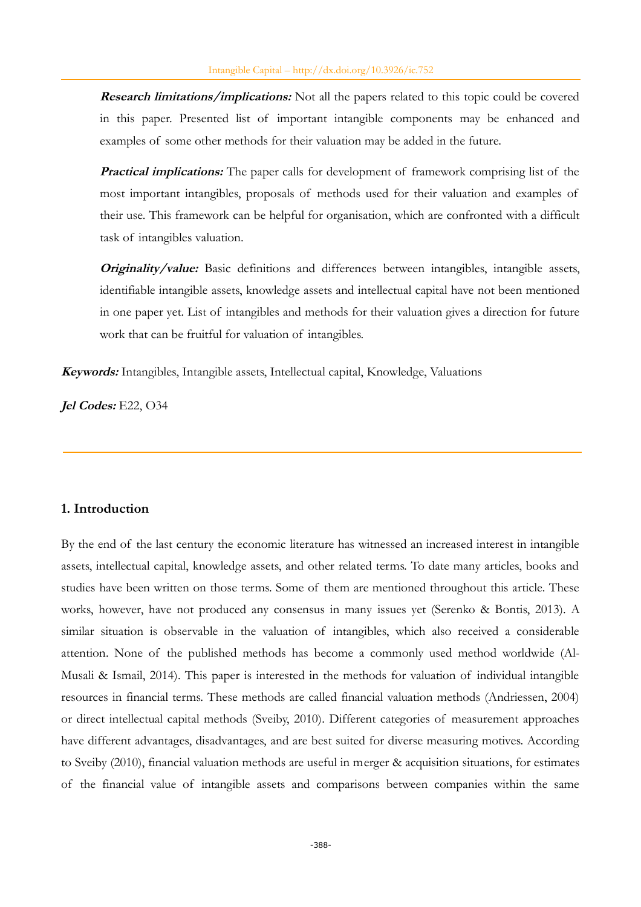**_Research limitations/implications:_** Not all the papers related to this topic could be covered in this paper. Presented list of important intangible components may be enhanced and examples of some other methods for their valuation may be added in the future.

**_Practical implications:_** The paper calls for development of framework comprising list of the most important intangibles, proposals of methods used for their valuation and examples of their use. This framework can be helpful for organisation, which are confronted with a difficult task of intangibles valuation.

**_Originality/value:_** Basic definitions and differences between intangibles, intangible assets, identifiable intangible assets, knowledge assets and intellectual capital have not been mentioned in one paper yet. List of intangibles and methods for their valuation gives a direction for future work that can be fruitful for valuation of intangibles.

**_Keywords:_** Intangibles, Intangible assets, Intellectual capital, Knowledge, Valuations

**_Jel Codes:_** E22, O34

## 1. Introduction

By the end of the last century the economic literature has witnessed an increased interest in intangible assets, intellectual capital, knowledge assets, and other related terms. To date many articles, books and studies have been written on those terms. Some of them are mentioned throughout this article. These works, however, have not produced any consensus in many issues yet (Serenko & Bontis, 2013). A similar situation is observable in the valuation of intangibles, which also received a considerable attention. None of the published methods has become a commonly used method worldwide (Al-Musali & Ismail, 2014). This paper is interested in the methods for valuation of individual intangible resources in financial terms. These methods are called financial valuation methods (Andriessen, 2004) or direct intellectual capital methods (Sveiby, 2010). Different categories of measurement approaches have different advantages, disadvantages, and are best suited for diverse measuring motives. According to Sveiby (2010), financial valuation methods are useful in merger & acquisition situations, for estimates of the financial value of intangible assets and comparisons between companies within the same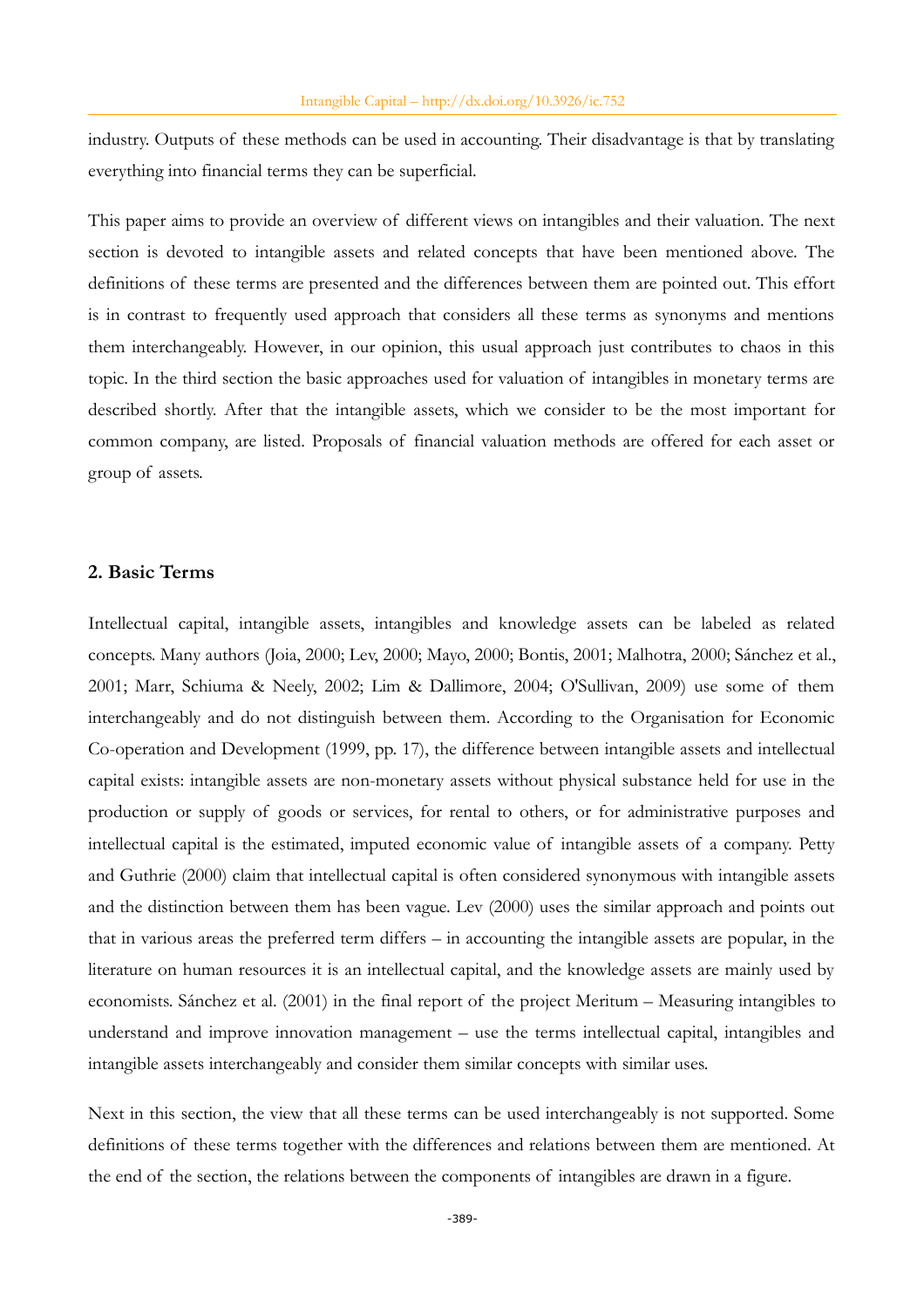industry. Outputs of these methods can be used in accounting. Their disadvantage is that by translating everything into financial terms they can be superficial.

This paper aims to provide an overview of different views on intangibles and their valuation. The next section is devoted to intangible assets and related concepts that have been mentioned above. The definitions of these terms are presented and the differences between them are pointed out. This effort is in contrast to frequently used approach that considers all these terms as synonyms and mentions them interchangeably. However, in our opinion, this usual approach just contributes to chaos in this topic. In the third section the basic approaches used for valuation of intangibles in monetary terms are described shortly. After that the intangible assets, which we consider to be the most important for common company, are listed. Proposals of financial valuation methods are offered for each asset or group of assets.

## 2. Basic Terms

Intellectual capital, intangible assets, intangibles and knowledge assets can be labeled as related concepts. Many authors (Joia, 2000; Lev, 2000; Mayo, 2000; Bontis, 2001; Malhotra, 2000; Sánchez et al., 2001; Marr, Schiuma & Neely, 2002; Lim & Dallimore, 2004; O'Sullivan, 2009) use some of them interchangeably and do not distinguish between them. According to the Organisation for Economic Co-operation and Development (1999, pp. 17), the difference between intangible assets and intellectual capital exists: intangible assets are non-monetary assets without physical substance held for use in the production or supply of goods or services, for rental to others, or for administrative purposes and intellectual capital is the estimated, imputed economic value of intangible assets of a company. Petty and Guthrie (2000) claim that intellectual capital is often considered synonymous with intangible assets and the distinction between them has been vague. Lev (2000) uses the similar approach and points out that in various areas the preferred term differs – in accounting the intangible assets are popular, in the literature on human resources it is an intellectual capital, and the knowledge assets are mainly used by economists. Sánchez et al. (2001) in the final report of the project Meritum – Measuring intangibles to understand and improve innovation management – use the terms intellectual capital, intangibles and intangible assets interchangeably and consider them similar concepts with similar uses.

Next in this section, the view that all these terms can be used interchangeably is not supported. Some definitions of these terms together with the differences and relations between them are mentioned. At the end of the section, the relations between the components of intangibles are drawn in a figure.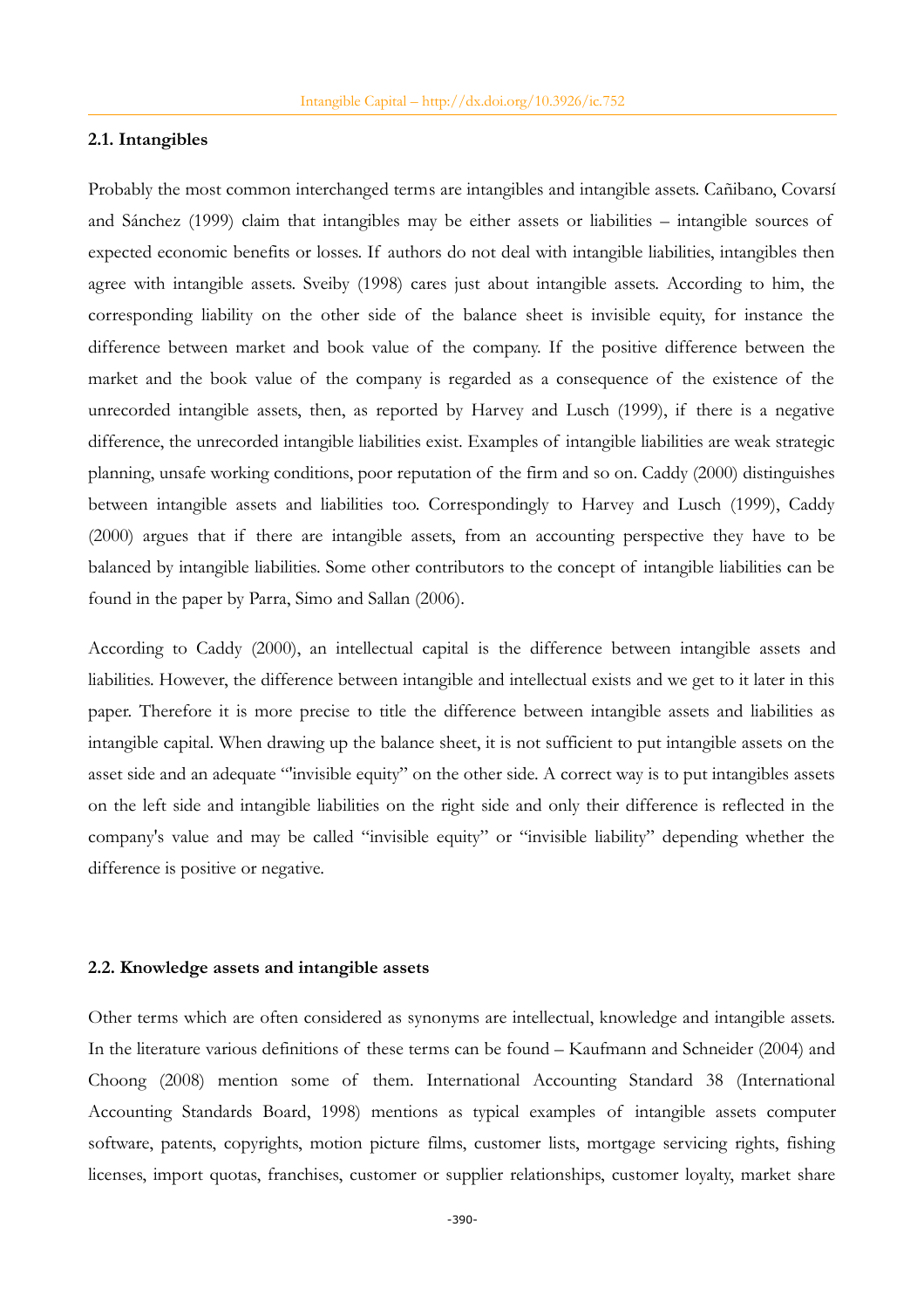### 2.1. Intangibles

Probably the most common interchanged terms are intangibles and intangible assets. Cañibano, Covarsí and Sánchez (1999) claim that intangibles may be either assets or liabilities – intangible sources of expected economic benefits or losses. If authors do not deal with intangible liabilities, intangibles then agree with intangible assets. Sveiby (1998) cares just about intangible assets. According to him, the corresponding liability on the other side of the balance sheet is invisible equity, for instance the difference between market and book value of the company. If the positive difference between the market and the book value of the company is regarded as a consequence of the existence of the unrecorded intangible assets, then, as reported by Harvey and Lusch (1999), if there is a negative difference, the unrecorded intangible liabilities exist. Examples of intangible liabilities are weak strategic planning, unsafe working conditions, poor reputation of the firm and so on. Caddy (2000) distinguishes between intangible assets and liabilities too. Correspondingly to Harvey and Lusch (1999), Caddy (2000) argues that if there are intangible assets, from an accounting perspective they have to be balanced by intangible liabilities. Some other contributors to the concept of intangible liabilities can be found in the paper by Parra, Simo and Sallan (2006).

According to Caddy (2000), an intellectual capital is the difference between intangible assets and liabilities. However, the difference between intangible and intellectual exists and we get to it later in this paper. Therefore it is more precise to title the difference between intangible assets and liabilities as intangible capital. When drawing up the balance sheet, it is not sufficient to put intangible assets on the asset side and an adequate "'invisible equity" on the other side. A correct way is to put intangibles assets on the left side and intangible liabilities on the right side and only their difference is reflected in the company's value and may be called "invisible equity" or "invisible liability" depending whether the difference is positive or negative.

### 2.2. Knowledge assets and intangible assets

Other terms which are often considered as synonyms are intellectual, knowledge and intangible assets. In the literature various definitions of these terms can be found – Kaufmann and Schneider (2004) and Choong (2008) mention some of them. International Accounting Standard 38 (International Accounting Standards Board, 1998) mentions as typical examples of intangible assets computer software, patents, copyrights, motion picture films, customer lists, mortgage servicing rights, fishing licenses, import quotas, franchises, customer or supplier relationships, customer loyalty, market share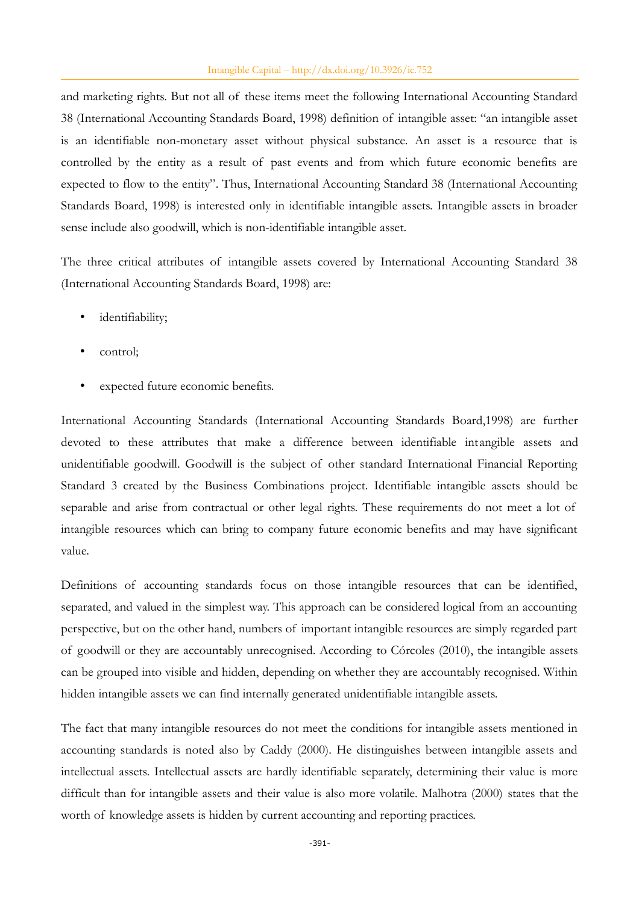and marketing rights. But not all of these items meet the following International Accounting Standard 38 (International Accounting Standards Board, 1998) definition of intangible asset: "an intangible asset is an identifiable non-monetary asset without physical substance. An asset is a resource that is controlled by the entity as a result of past events and from which future economic benefits are expected to flow to the entity". Thus, International Accounting Standard 38 (International Accounting Standards Board, 1998) is interested only in identifiable intangible assets. Intangible assets in broader sense include also goodwill, which is non-identifiable intangible asset.

The three critical attributes of intangible assets covered by International Accounting Standard 38 (International Accounting Standards Board, 1998) are:

- identifiability;
- control;
- expected future economic benefits.

International Accounting Standards (International Accounting Standards Board,1998) are further devoted to these attributes that make a difference between identifiable intangible assets and unidentifiable goodwill. Goodwill is the subject of other standard International Financial Reporting Standard 3 created by the Business Combinations project. Identifiable intangible assets should be separable and arise from contractual or other legal rights. These requirements do not meet a lot of intangible resources which can bring to company future economic benefits and may have significant value.

Definitions of accounting standards focus on those intangible resources that can be identified, separated, and valued in the simplest way. This approach can be considered logical from an accounting perspective, but on the other hand, numbers of important intangible resources are simply regarded part of goodwill or they are accountably unrecognised. According to Córcoles (2010), the intangible assets can be grouped into visible and hidden, depending on whether they are accountably recognised. Within hidden intangible assets we can find internally generated unidentifiable intangible assets.

The fact that many intangible resources do not meet the conditions for intangible assets mentioned in accounting standards is noted also by Caddy (2000). He distinguishes between intangible assets and intellectual assets. Intellectual assets are hardly identifiable separately, determining their value is more difficult than for intangible assets and their value is also more volatile. Malhotra (2000) states that the worth of knowledge assets is hidden by current accounting and reporting practices.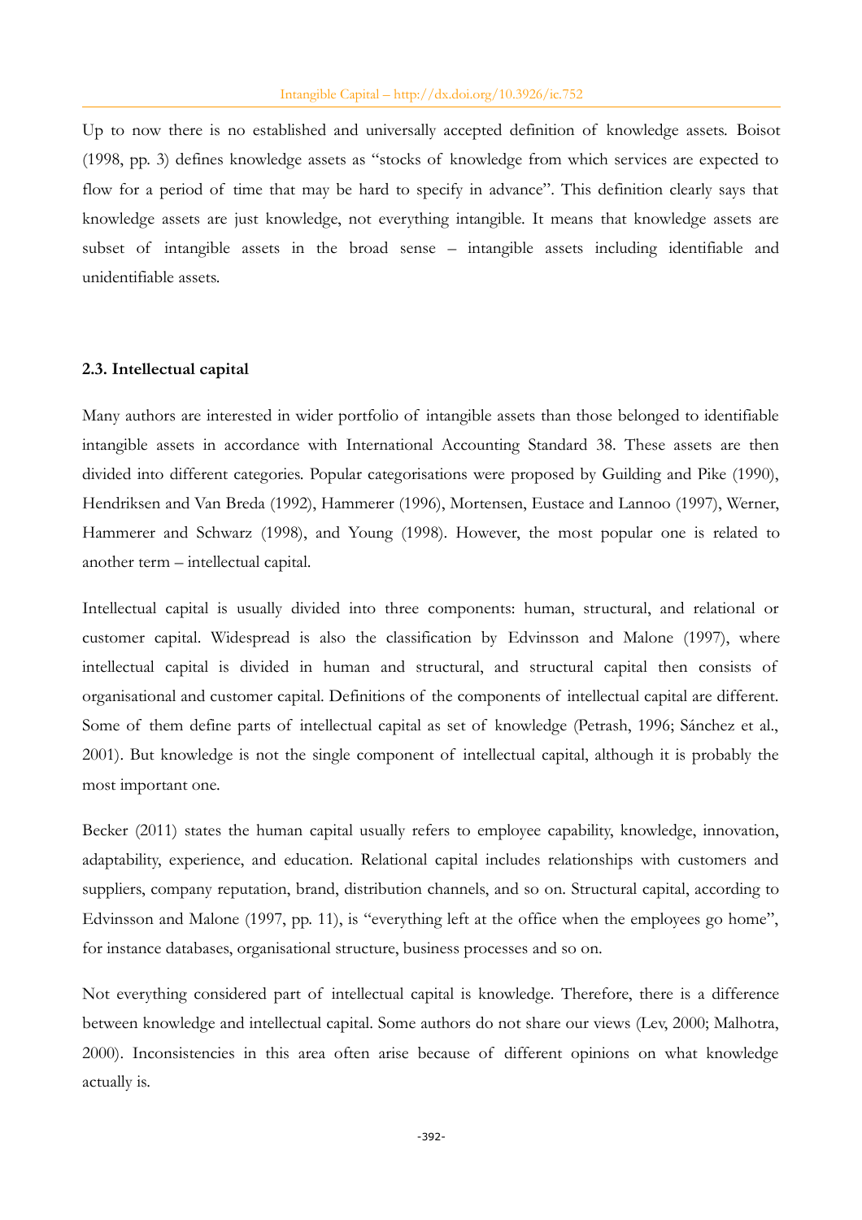Up to now there is no established and universally accepted definition of knowledge assets. Boisot (1998, pp. 3) defines knowledge assets as "stocks of knowledge from which services are expected to flow for a period of time that may be hard to specify in advance". This definition clearly says that knowledge assets are just knowledge, not everything intangible. It means that knowledge assets are subset of intangible assets in the broad sense – intangible assets including identifiable and unidentifiable assets.

### 2.3. Intellectual capital

Many authors are interested in wider portfolio of intangible assets than those belonged to identifiable intangible assets in accordance with International Accounting Standard 38. These assets are then divided into different categories. Popular categorisations were proposed by Guilding and Pike (1990), Hendriksen and Van Breda (1992), Hammerer (1996), Mortensen, Eustace and Lannoo (1997), Werner, Hammerer and Schwarz (1998), and Young (1998). However, the most popular one is related to another term – intellectual capital.

Intellectual capital is usually divided into three components: human, structural, and relational or customer capital. Widespread is also the classification by Edvinsson and Malone (1997), where intellectual capital is divided in human and structural, and structural capital then consists of organisational and customer capital. Definitions of the components of intellectual capital are different. Some of them define parts of intellectual capital as set of knowledge (Petrash, 1996; Sánchez et al., 2001). But knowledge is not the single component of intellectual capital, although it is probably the most important one.

Becker (2011) states the human capital usually refers to employee capability, knowledge, innovation, adaptability, experience, and education. Relational capital includes relationships with customers and suppliers, company reputation, brand, distribution channels, and so on. Structural capital, according to Edvinsson and Malone (1997, pp. 11), is "everything left at the office when the employees go home", for instance databases, organisational structure, business processes and so on.

Not everything considered part of intellectual capital is knowledge. Therefore, there is a difference between knowledge and intellectual capital. Some authors do not share our views (Lev, 2000; Malhotra, 2000). Inconsistencies in this area often arise because of different opinions on what knowledge actually is.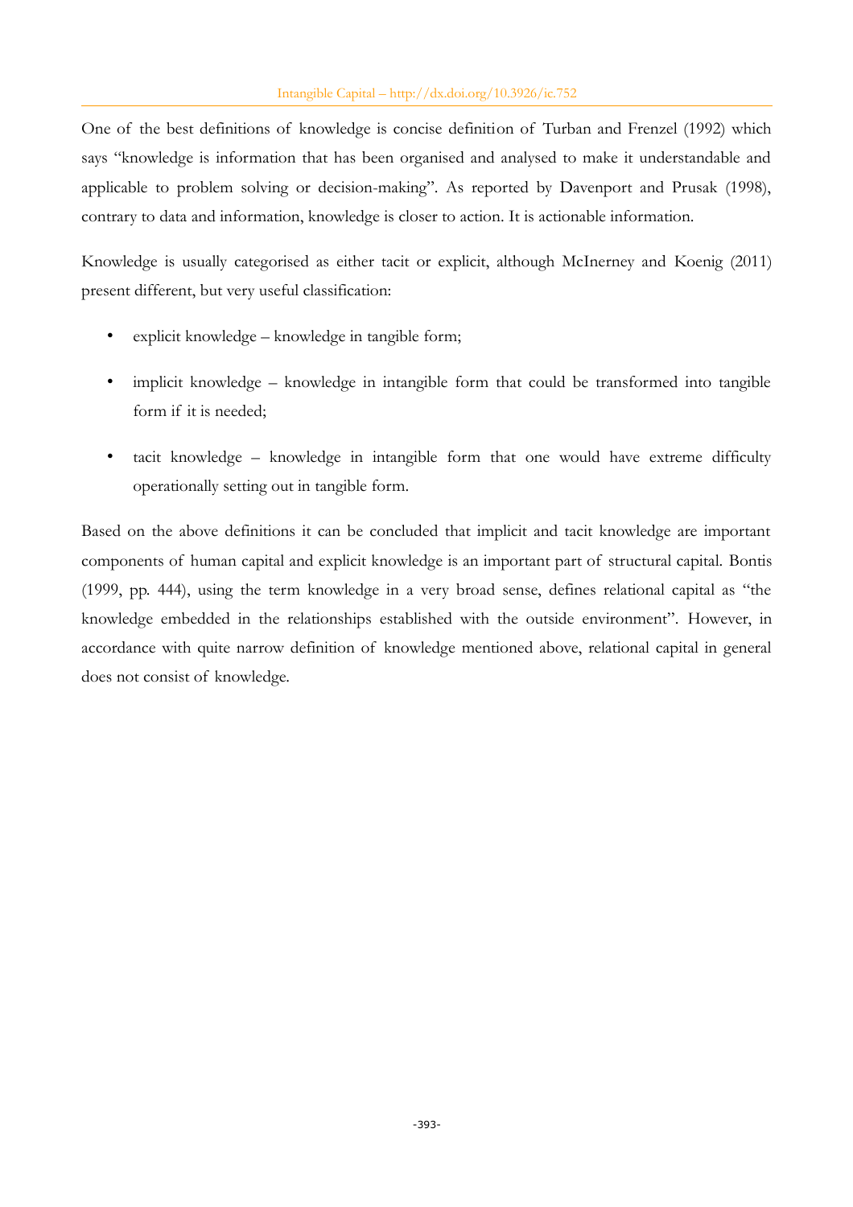One of the best definitions of knowledge is concise definition of Turban and Frenzel (1992) which says "knowledge is information that has been organised and analysed to make it understandable and applicable to problem solving or decision-making". As reported by Davenport and Prusak (1998), contrary to data and information, knowledge is closer to action. It is actionable information.

Knowledge is usually categorised as either tacit or explicit, although McInerney and Koenig (2011) present different, but very useful classification:

- explicit knowledge – knowledge in tangible form;
- implicit knowledge – knowledge in intangible form that could be transformed into tangible form if it is needed;
- tacit knowledge – knowledge in intangible form that one would have extreme difficulty operationally setting out in tangible form.

Based on the above definitions it can be concluded that implicit and tacit knowledge are important components of human capital and explicit knowledge is an important part of structural capital. Bontis (1999, pp. 444), using the term knowledge in a very broad sense, defines relational capital as "the knowledge embedded in the relationships established with the outside environment". However, in accordance with quite narrow definition of knowledge mentioned above, relational capital in general does not consist of knowledge.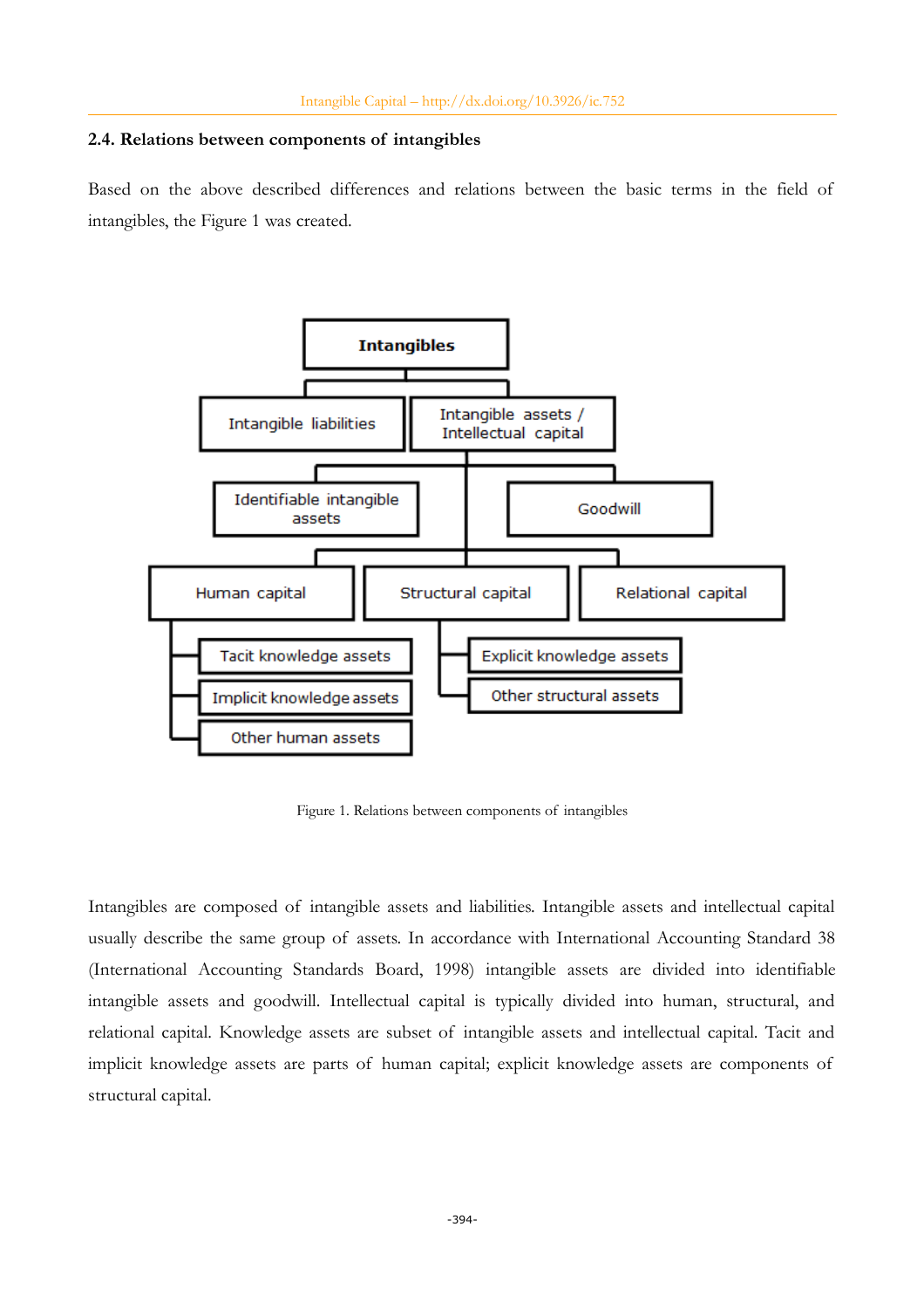### 2.4. Relations between components of intangibles

Based on the above described differences and relations between the basic terms in the field of intangibles, the Figure 1 was created.

Figure 1. Relations between components of intangibles

Intangibles are composed of intangible assets and liabilities. Intangible assets and intellectual capital usually describe the same group of assets. In accordance with International Accounting Standard 38 (International Accounting Standards Board, 1998) intangible assets are divided into identifiable intangible assets and goodwill. Intellectual capital is typically divided into human, structural, and relational capital. Knowledge assets are subset of intangible assets and intellectual capital. Tacit and implicit knowledge assets are parts of human capital; explicit knowledge assets are components of structural capital.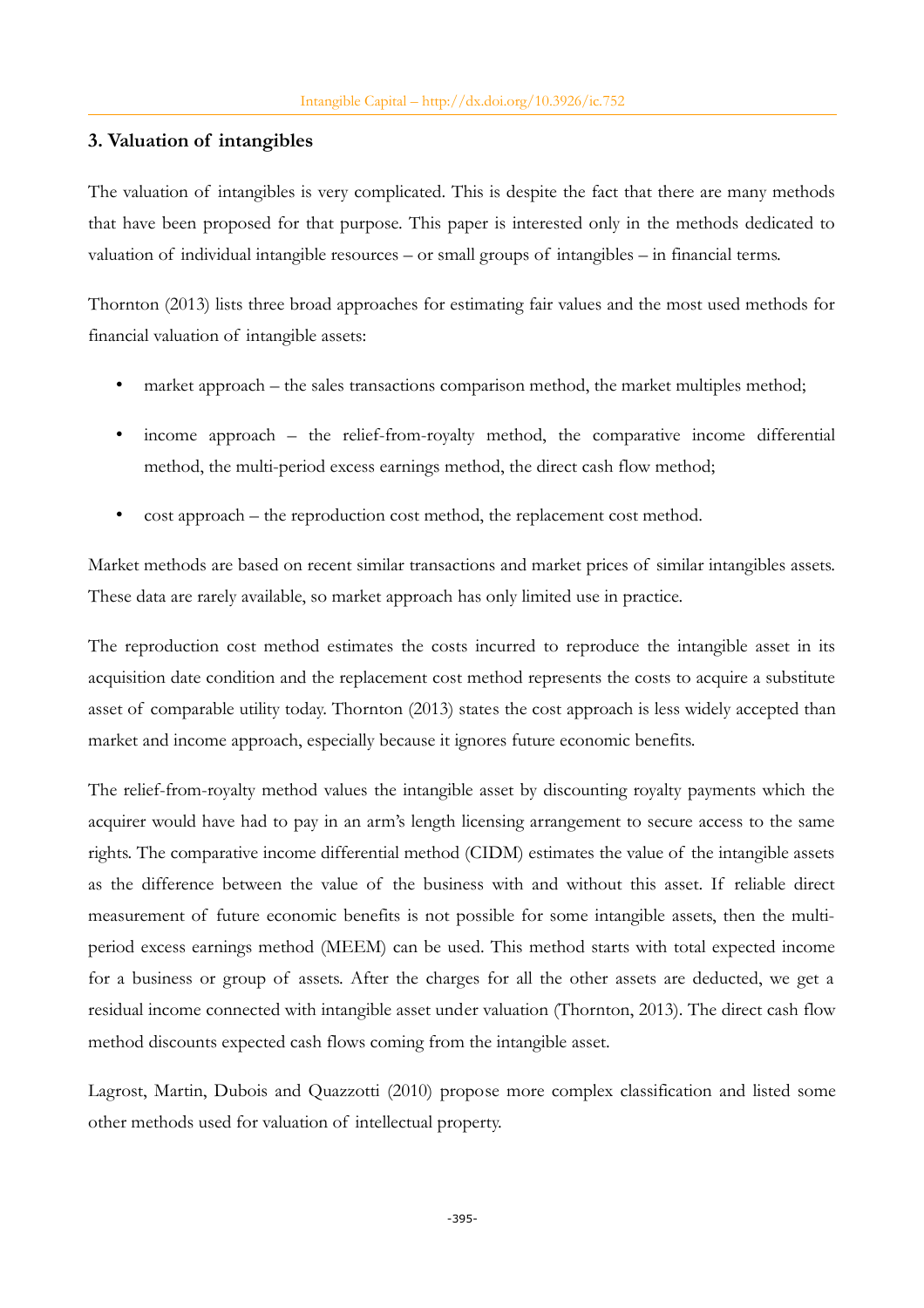### 3. Valuation of intangibles

The valuation of intangibles is very complicated. This is despite the fact that there are many methods that have been proposed for that purpose. This paper is interested only in the methods dedicated to valuation of individual intangible resources – or small groups of intangibles – in financial terms.

Thornton (2013) lists three broad approaches for estimating fair values and the most used methods for financial valuation of intangible assets:

- market approach – the sales transactions comparison method, the market multiples method;
- income approach – the relief-from-royalty method, the comparative income differential method, the multi-period excess earnings method, the direct cash flow method;
- cost approach – the reproduction cost method, the replacement cost method.

Market methods are based on recent similar transactions and market prices of similar intangibles assets. These data are rarely available, so market approach has only limited use in practice.

The reproduction cost method estimates the costs incurred to reproduce the intangible asset in its acquisition date condition and the replacement cost method represents the costs to acquire a substitute asset of comparable utility today. Thornton (2013) states the cost approach is less widely accepted than market and income approach, especially because it ignores future economic benefits.

The relief-from-royalty method values the intangible asset by discounting royalty payments which the acquirer would have had to pay in an arm's length licensing arrangement to secure access to the same rights. The comparative income differential method (CIDM) estimates the value of the intangible assets as the difference between the value of the business with and without this asset. If reliable direct measurement of future economic benefits is not possible for some intangible assets, then the multi-period excess earnings method (MEEM) can be used. This method starts with total expected income for a business or group of assets. After the charges for all the other assets are deducted, we get a residual income connected with intangible asset under valuation (Thornton, 2013). The direct cash flow method discounts expected cash flows coming from the intangible asset.

Lagrost, Martin, Dubois and Quazzotti (2010) propose more complex classification and listed some other methods used for valuation of intellectual property.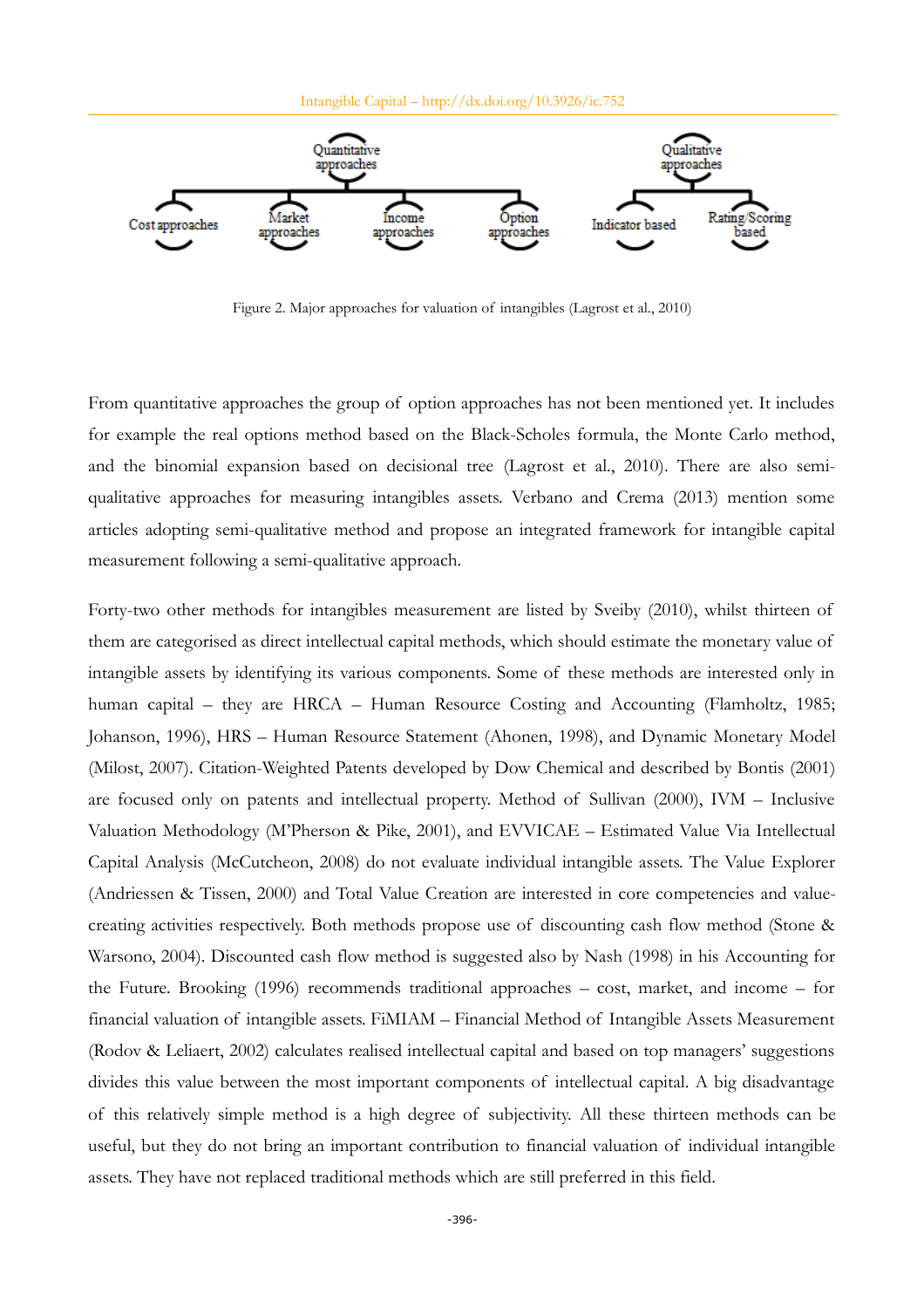Quantitative approaches

Cost approaches | Market approaches | Income approaches | Option approaches

Qualitative approaches

Indicator based | Rating/Scoring based

Figure 2. Major approaches for valuation of intangibles (Lagrost et al., 2010)

From quantitative approaches the group of option approaches has not been mentioned yet. It includes for example the real options method based on the Black-Scholes formula, the Monte Carlo method, and the binomial expansion based on decisional tree (Lagrost et al., 2010). There are also semi-qualitative approaches for measuring intangibles assets. Verbano and Crema (2013) mention some articles adopting semi-qualitative method and propose an integrated framework for intangible capital measurement following a semi-qualitative approach.

Forty-two other methods for intangibles measurement are listed by Sveiby (2010), whilst thirteen of them are categorised as direct intellectual capital methods, which should estimate the monetary value of intangible assets by identifying its various components. Some of these methods are interested only in human capital – they are HRCA – Human Resource Costing and Accounting (Flamholtz, 1985; Johanson, 1996), HRS – Human Resource Statement (Ahonen, 1998), and Dynamic Monetary Model (Milost, 2007). Citation-Weighted Patents developed by Dow Chemical and described by Bontis (2001) are focused only on patents and intellectual property. Method of Sullivan (2000), IVM – Inclusive Valuation Methodology (M'Pherson & Pike, 2001), and EVVICAE – Estimated Value Via Intellectual Capital Analysis (McCutcheon, 2008) do not evaluate individual intangible assets. The Value Explorer (Andriessen & Tissen, 2000) and Total Value Creation are interested in core competencies and value-creating activities respectively. Both methods propose use of discounting cash flow method (Stone & Warsono, 2004). Discounted cash flow method is suggested also by Nash (1998) in his Accounting for the Future. Brooking (1996) recommends traditional approaches – cost, market, and income – for financial valuation of intangible assets. FiMIAM – Financial Method of Intangible Assets Measurement (Rodov & Leliaert, 2002) calculates realised intellectual capital and based on top managers' suggestions divides this value between the most important components of intellectual capital. A big disadvantage of this relatively simple method is a high degree of subjectivity. All these thirteen methods can be useful, but they do not bring an important contribution to financial valuation of individual intangible assets. They have not replaced traditional methods which are still preferred in this field.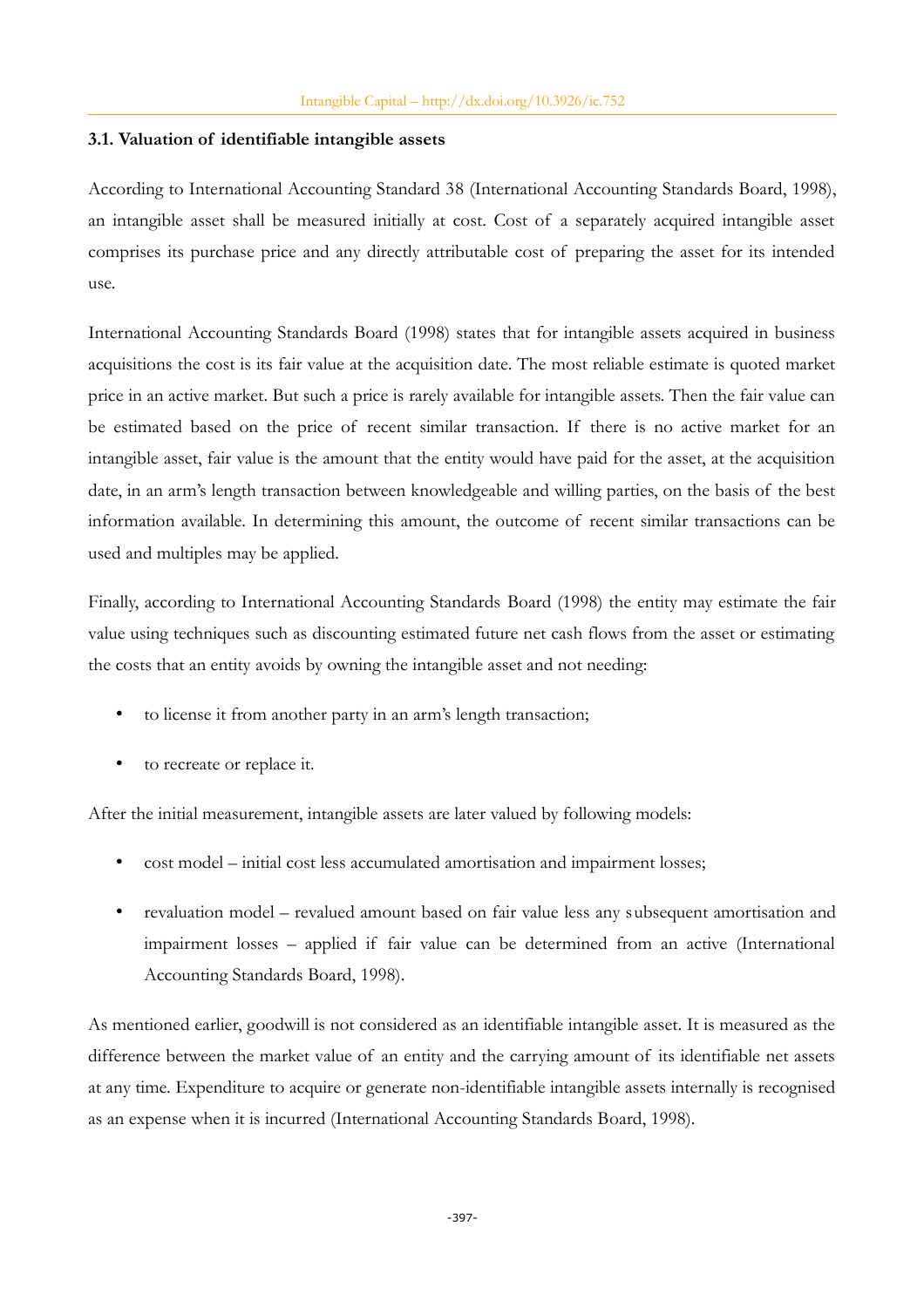### 3.1. Valuation of identifiable intangible assets

According to International Accounting Standard 38 (International Accounting Standards Board, 1998), an intangible asset shall be measured initially at cost. Cost of a separately acquired intangible asset comprises its purchase price and any directly attributable cost of preparing the asset for its intended use.

International Accounting Standards Board (1998) states that for intangible assets acquired in business acquisitions the cost is its fair value at the acquisition date. The most reliable estimate is quoted market price in an active market. But such a price is rarely available for intangible assets. Then the fair value can be estimated based on the price of recent similar transaction. If there is no active market for an intangible asset, fair value is the amount that the entity would have paid for the asset, at the acquisition date, in an arm's length transaction between knowledgeable and willing parties, on the basis of the best information available. In determining this amount, the outcome of recent similar transactions can be used and multiples may be applied.

Finally, according to International Accounting Standards Board (1998) the entity may estimate the fair value using techniques such as discounting estimated future net cash flows from the asset or estimating the costs that an entity avoids by owning the intangible asset and not needing:

- to license it from another party in an arm's length transaction;
- to recreate or replace it.

After the initial measurement, intangible assets are later valued by following models:

- cost model – initial cost less accumulated amortisation and impairment losses;
- revaluation model – revalued amount based on fair value less any subsequent amortisation and impairment losses – applied if fair value can be determined from an active (International Accounting Standards Board, 1998).

As mentioned earlier, goodwill is not considered as an identifiable intangible asset. It is measured as the difference between the market value of an entity and the carrying amount of its identifiable net assets at any time. Expenditure to acquire or generate non-identifiable intangible assets internally is recognised as an expense when it is incurred (International Accounting Standards Board, 1998).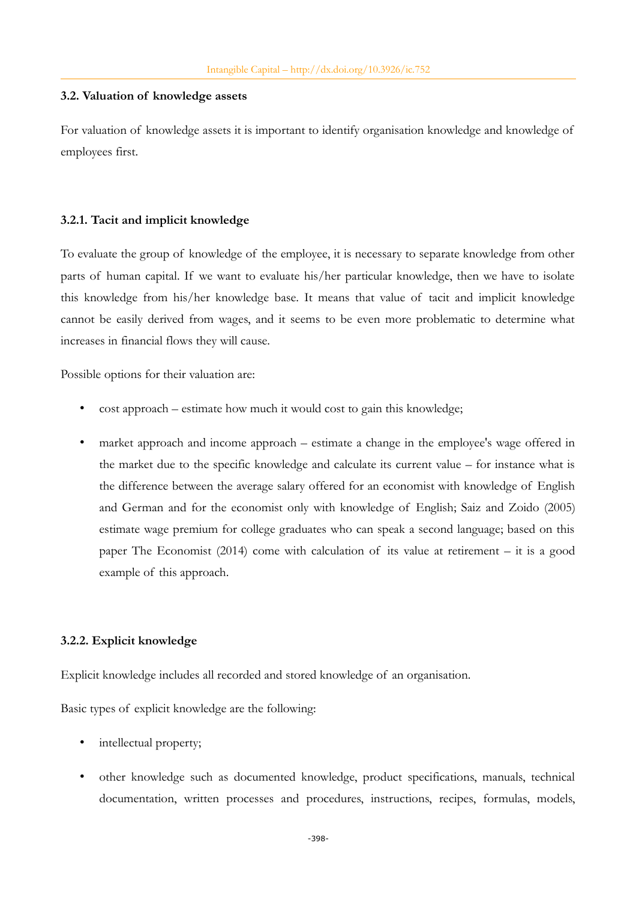### 3.2. Valuation of knowledge assets

For valuation of knowledge assets it is important to identify organisation knowledge and knowledge of employees first.

#### 3.2.1. Tacit and implicit knowledge

To evaluate the group of knowledge of the employee, it is necessary to separate knowledge from other parts of human capital. If we want to evaluate his/her particular knowledge, then we have to isolate this knowledge from his/her knowledge base. It means that value of tacit and implicit knowledge cannot be easily derived from wages, and it seems to be even more problematic to determine what increases in financial flows they will cause.

Possible options for their valuation are:

- cost approach – estimate how much it would cost to gain this knowledge;
- market approach and income approach – estimate a change in the employee's wage offered in the market due to the specific knowledge and calculate its current value – for instance what is the difference between the average salary offered for an economist with knowledge of English and German and for the economist only with knowledge of English; Saiz and Zoido (2005) estimate wage premium for college graduates who can speak a second language; based on this paper The Economist (2014) come with calculation of its value at retirement – it is a good example of this approach.

#### 3.2.2. Explicit knowledge

Explicit knowledge includes all recorded and stored knowledge of an organisation.

Basic types of explicit knowledge are the following:

- intellectual property;
- other knowledge such as documented knowledge, product specifications, manuals, technical documentation, written processes and procedures, instructions, recipes, formulas, models,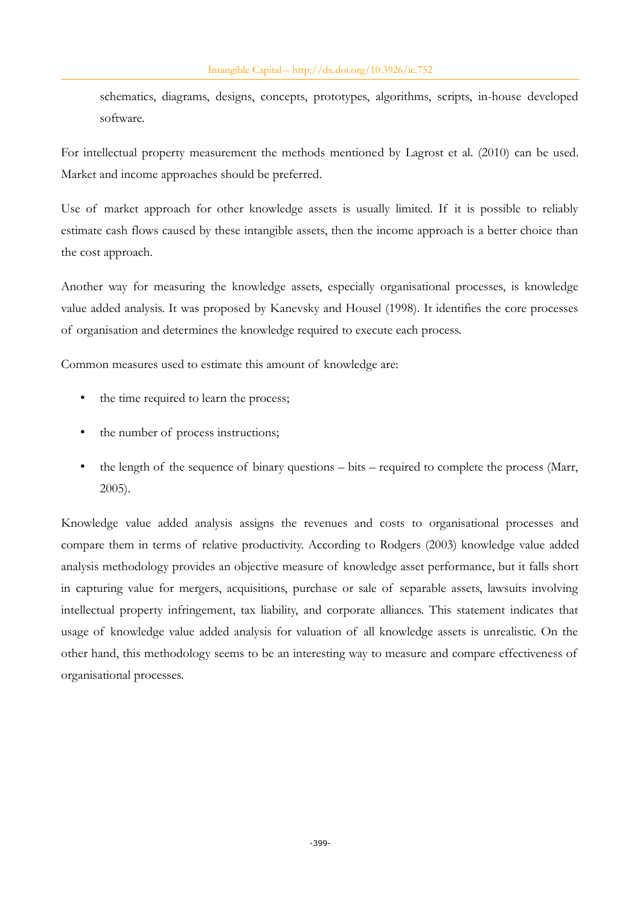schematics, diagrams, designs, concepts, prototypes, algorithms, scripts, in-house developed software.

For intellectual property measurement the methods mentioned by Lagrost et al. (2010) can be used. Market and income approaches should be preferred.

Use of market approach for other knowledge assets is usually limited. If it is possible to reliably estimate cash flows caused by these intangible assets, then the income approach is a better choice than the cost approach.

Another way for measuring the knowledge assets, especially organisational processes, is knowledge value added analysis. It was proposed by Kanevsky and Housel (1998). It identifies the core processes of organisation and determines the knowledge required to execute each process.

Common measures used to estimate this amount of knowledge are:

- the time required to learn the process;
- the number of process instructions;
- the length of the sequence of binary questions – bits – required to complete the process (Marr, 2005).

Knowledge value added analysis assigns the revenues and costs to organisational processes and compare them in terms of relative productivity. According to Rodgers (2003) knowledge value added analysis methodology provides an objective measure of knowledge asset performance, but it falls short in capturing value for mergers, acquisitions, purchase or sale of separable assets, lawsuits involving intellectual property infringement, tax liability, and corporate alliances. This statement indicates that usage of knowledge value added analysis for valuation of all knowledge assets is unrealistic. On the other hand, this methodology seems to be an interesting way to measure and compare effectiveness of organisational processes.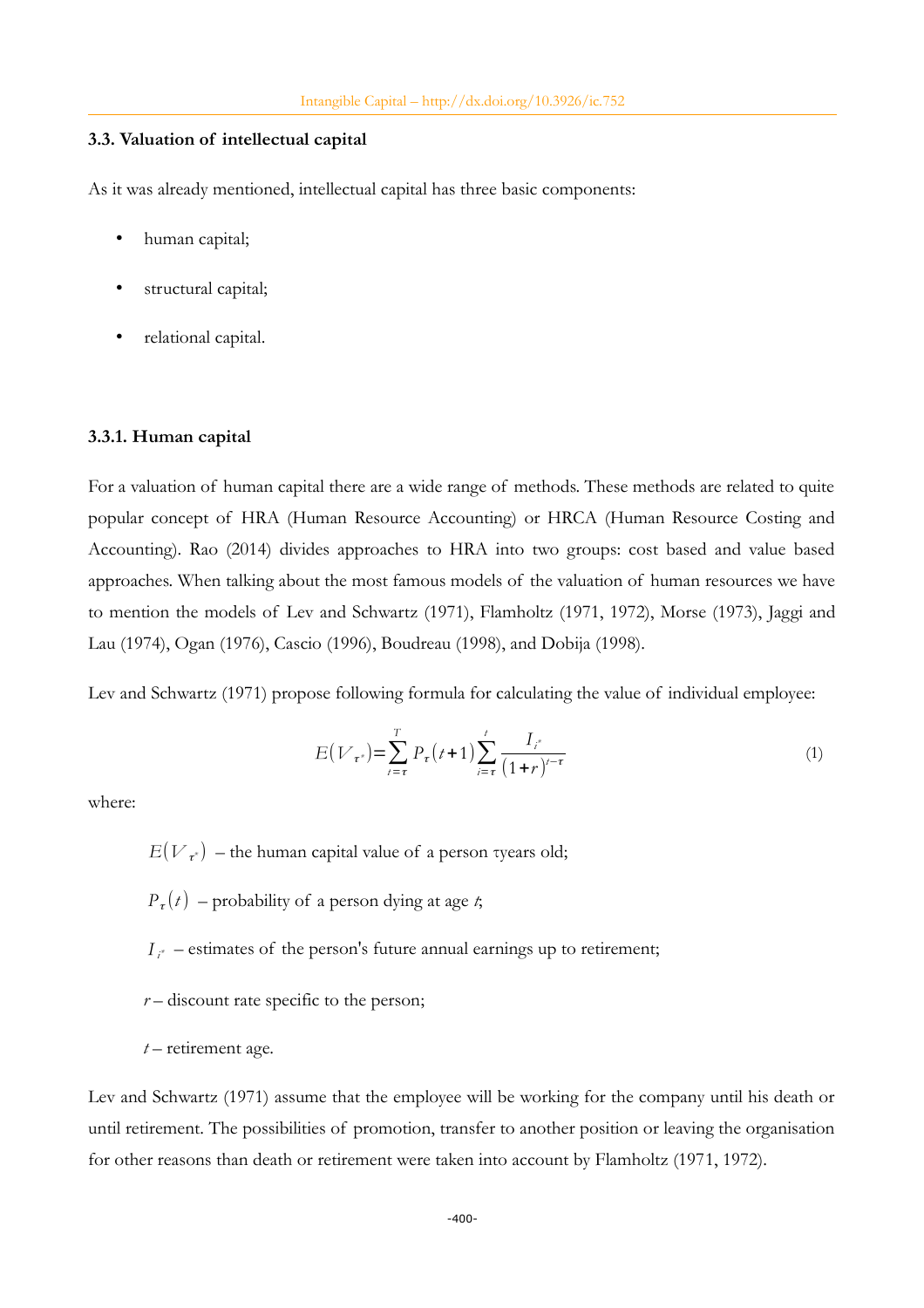### 3.3. Valuation of intellectual capital

As it was already mentioned, intellectual capital has three basic components:

- human capital;
- structural capital;
- relational capital.

#### 3.3.1. Human capital

For a valuation of human capital there are a wide range of methods. These methods are related to quite popular concept of HRA (Human Resource Accounting) or HRCA (Human Resource Costing and Accounting). Rao (2014) divides approaches to HRA into two groups: cost based and value based approaches. When talking about the most famous models of the valuation of human resources we have to mention the models of Lev and Schwartz (1971), Flamholtz (1971, 1972), Morse (1973), Jaggi and Lau (1974), Ogan (1976), Cascio (1996), Boudreau (1998), and Dobija (1998).

Lev and Schwartz (1971) propose following formula for calculating the value of individual employee:

$$E(V_{\tau^*}) = \sum_{t=\tau}^{T} P_{\tau}(t+1) \sum_{i=\tau}^{t} \frac{I_{i^*}}{(1+r)^{t-\tau}} \tag{1}$$

where:

$E(V_{\tau^*})$ – the human capital value of a person τ years old;

$P_{\tau}(t)$ – probability of a person dying at age $t$;

$I_{i^*}$ – estimates of the person's future annual earnings up to retirement;

$r$ – discount rate specific to the person;

$t$ – retirement age.

Lev and Schwartz (1971) assume that the employee will be working for the company until his death or until retirement. The possibilities of promotion, transfer to another position or leaving the organisation for other reasons than death or retirement were taken into account by Flamholtz (1971, 1972).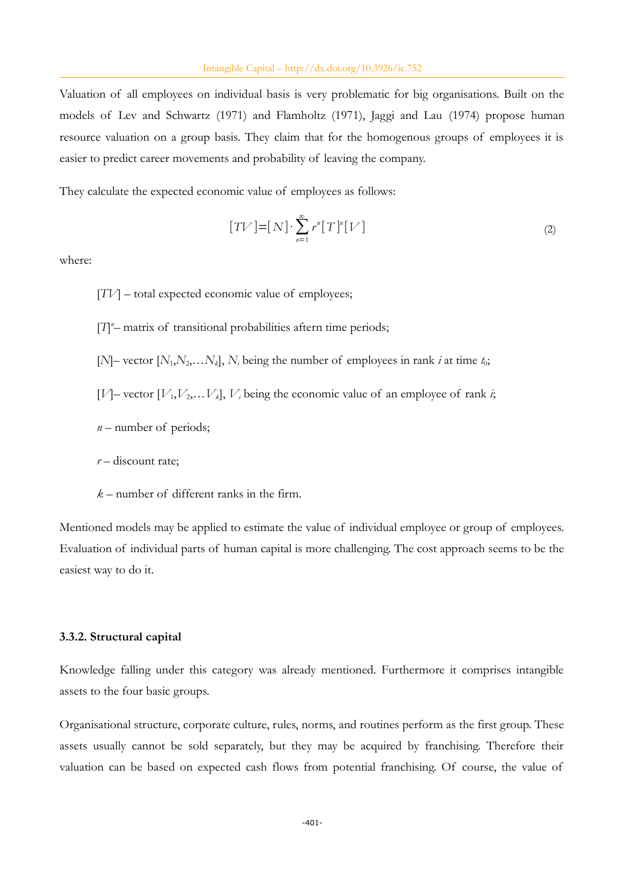Valuation of all employees on individual basis is very problematic for big organisations. Built on the models of Lev and Schwartz (1971) and Flamholtz (1971), Jaggi and Lau (1974) propose human resource valuation on a group basis. They claim that for the homogenous groups of employees it is easier to predict career movements and probability of leaving the company.

They calculate the expected economic value of employees as follows:

$$[TV]=[N]\cdot\sum_{n=1}^{\infty} r^n [T]^n [V] \tag{2}$$

where:

$[TV]$ – total expected economic value of employees;

$[T]^n$– matrix of transitional probabilities aftern time periods;

$[N]$– vector $[N_1,N_2,\ldots N_k]$, $N_i$ being the number of employees in rank $i$ at time $t_0$;

$[V]$– vector $[V_1,V_2,\ldots V_k]$, $V_i$ being the economic value of an employee of rank $i$;

$n$ – number of periods;

$r$ – discount rate;

$k$ – number of different ranks in the firm.

Mentioned models may be applied to estimate the value of individual employee or group of employees. Evaluation of individual parts of human capital is more challenging. The cost approach seems to be the easiest way to do it.

### 3.3.2. Structural capital

Knowledge falling under this category was already mentioned. Furthermore it comprises intangible assets to the four basic groups.

Organisational structure, corporate culture, rules, norms, and routines perform as the first group. These assets usually cannot be sold separately, but they may be acquired by franchising. Therefore their valuation can be based on expected cash flows from potential franchising. Of course, the value of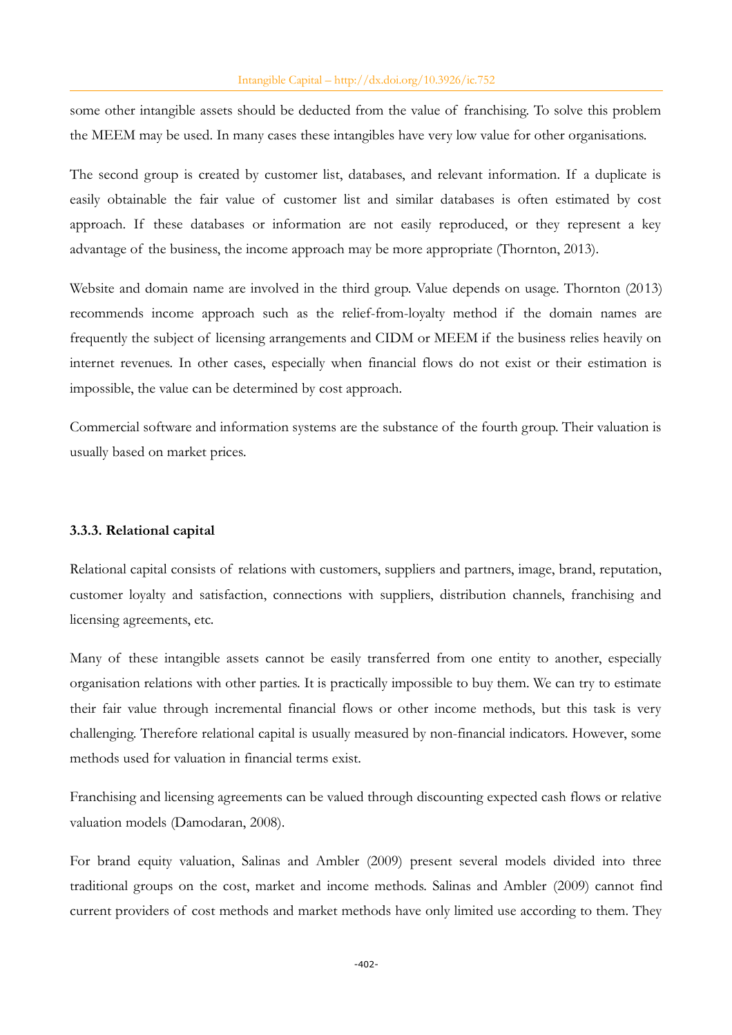some other intangible assets should be deducted from the value of franchising. To solve this problem the MEEM may be used. In many cases these intangibles have very low value for other organisations.

The second group is created by customer list, databases, and relevant information. If a duplicate is easily obtainable the fair value of customer list and similar databases is often estimated by cost approach. If these databases or information are not easily reproduced, or they represent a key advantage of the business, the income approach may be more appropriate (Thornton, 2013).

Website and domain name are involved in the third group. Value depends on usage. Thornton (2013) recommends income approach such as the relief-from-loyalty method if the domain names are frequently the subject of licensing arrangements and CIDM or MEEM if the business relies heavily on internet revenues. In other cases, especially when financial flows do not exist or their estimation is impossible, the value can be determined by cost approach.

Commercial software and information systems are the substance of the fourth group. Their valuation is usually based on market prices.

### 3.3.3. Relational capital

Relational capital consists of relations with customers, suppliers and partners, image, brand, reputation, customer loyalty and satisfaction, connections with suppliers, distribution channels, franchising and licensing agreements, etc.

Many of these intangible assets cannot be easily transferred from one entity to another, especially organisation relations with other parties. It is practically impossible to buy them. We can try to estimate their fair value through incremental financial flows or other income methods, but this task is very challenging. Therefore relational capital is usually measured by non-financial indicators. However, some methods used for valuation in financial terms exist.

Franchising and licensing agreements can be valued through discounting expected cash flows or relative valuation models (Damodaran, 2008).

For brand equity valuation, Salinas and Ambler (2009) present several models divided into three traditional groups on the cost, market and income methods. Salinas and Ambler (2009) cannot find current providers of cost methods and market methods have only limited use according to them. They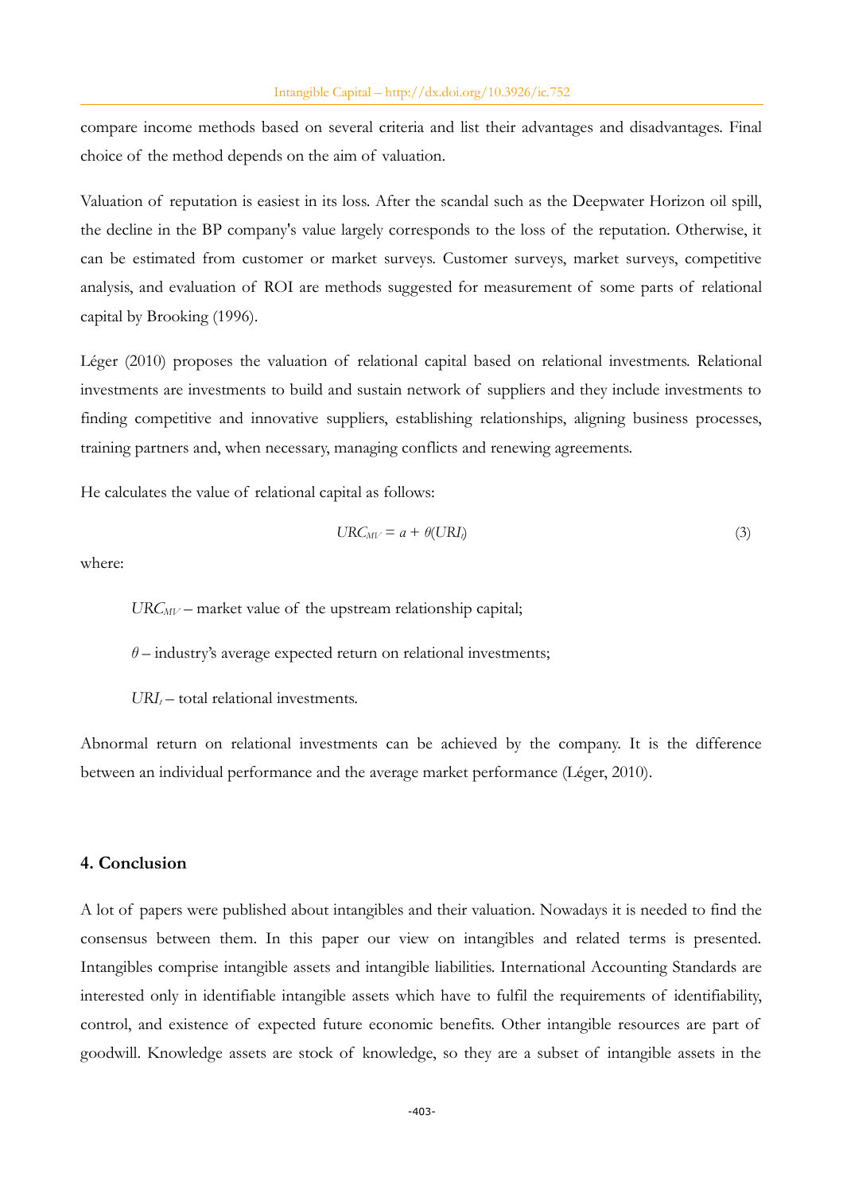compare income methods based on several criteria and list their advantages and disadvantages. Final choice of the method depends on the aim of valuation.

Valuation of reputation is easiest in its loss. After the scandal such as the Deepwater Horizon oil spill, the decline in the BP company's value largely corresponds to the loss of the reputation. Otherwise, it can be estimated from customer or market surveys. Customer surveys, market surveys, competitive analysis, and evaluation of ROI are methods suggested for measurement of some parts of relational capital by Brooking (1996).

Léger (2010) proposes the valuation of relational capital based on relational investments. Relational investments are investments to build and sustain network of suppliers and they include investments to finding competitive and innovative suppliers, establishing relationships, aligning business processes, training partners and, when necessary, managing conflicts and renewing agreements.

He calculates the value of relational capital as follows:

$$URC_{MV} = a + \theta(URI_t) \tag{3}$$

where:

$URC_{MV}$ – market value of the upstream relationship capital;

$\theta$ – industry's average expected return on relational investments;

$URI_t$ – total relational investments.

Abnormal return on relational investments can be achieved by the company. It is the difference between an individual performance and the average market performance (Léger, 2010).

## 4. Conclusion

A lot of papers were published about intangibles and their valuation. Nowadays it is needed to find the consensus between them. In this paper our view on intangibles and related terms is presented. Intangibles comprise intangible assets and intangible liabilities. International Accounting Standards are interested only in identifiable intangible assets which have to fulfil the requirements of identifiability, control, and existence of expected future economic benefits. Other intangible resources are part of goodwill. Knowledge assets are stock of knowledge, so they are a subset of intangible assets in the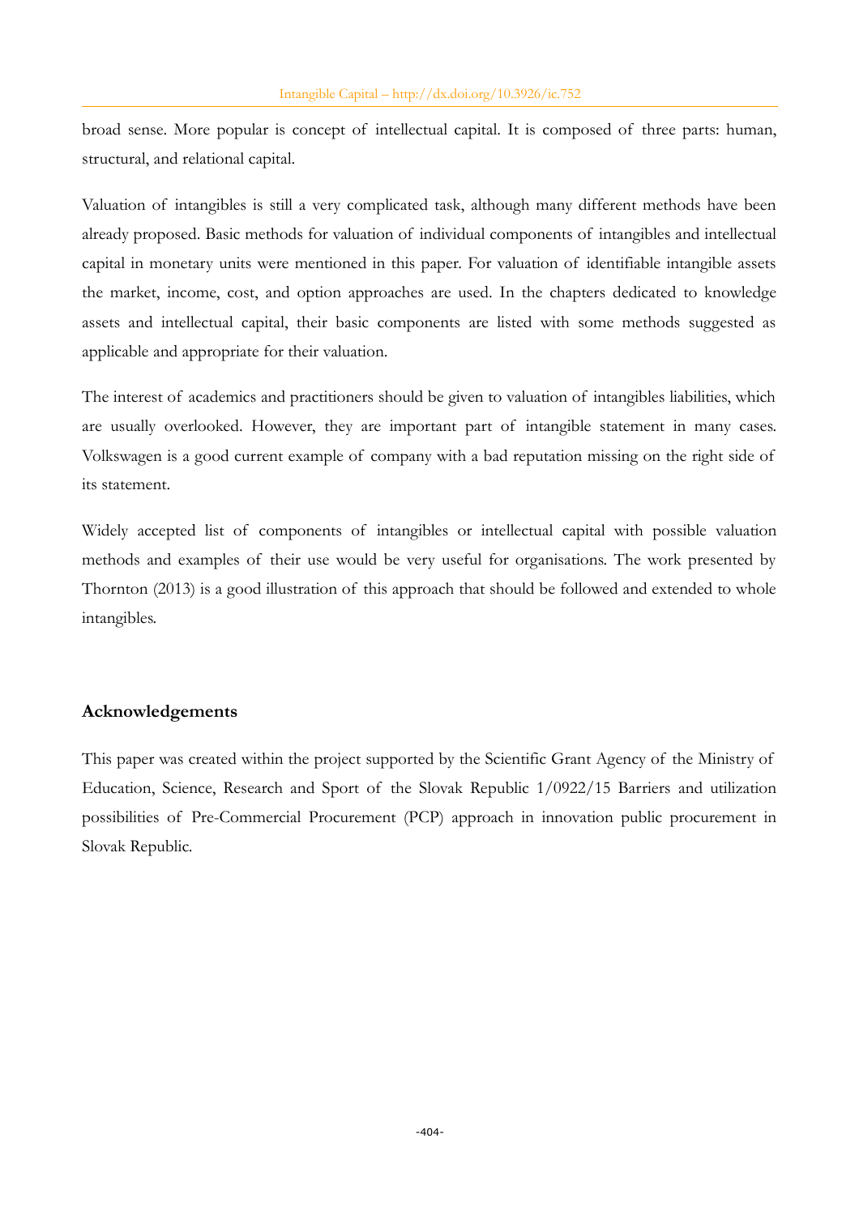broad sense. More popular is concept of intellectual capital. It is composed of three parts: human, structural, and relational capital.

Valuation of intangibles is still a very complicated task, although many different methods have been already proposed. Basic methods for valuation of individual components of intangibles and intellectual capital in monetary units were mentioned in this paper. For valuation of identifiable intangible assets the market, income, cost, and option approaches are used. In the chapters dedicated to knowledge assets and intellectual capital, their basic components are listed with some methods suggested as applicable and appropriate for their valuation.

The interest of academics and practitioners should be given to valuation of intangibles liabilities, which are usually overlooked. However, they are important part of intangible statement in many cases. Volkswagen is a good current example of company with a bad reputation missing on the right side of its statement.

Widely accepted list of components of intangibles or intellectual capital with possible valuation methods and examples of their use would be very useful for organisations. The work presented by Thornton (2013) is a good illustration of this approach that should be followed and extended to whole intangibles.

## Acknowledgements

This paper was created within the project supported by the Scientific Grant Agency of the Ministry of Education, Science, Research and Sport of the Slovak Republic 1/0922/15 Barriers and utilization possibilities of Pre-Commercial Procurement (PCP) approach in innovation public procurement in Slovak Republic.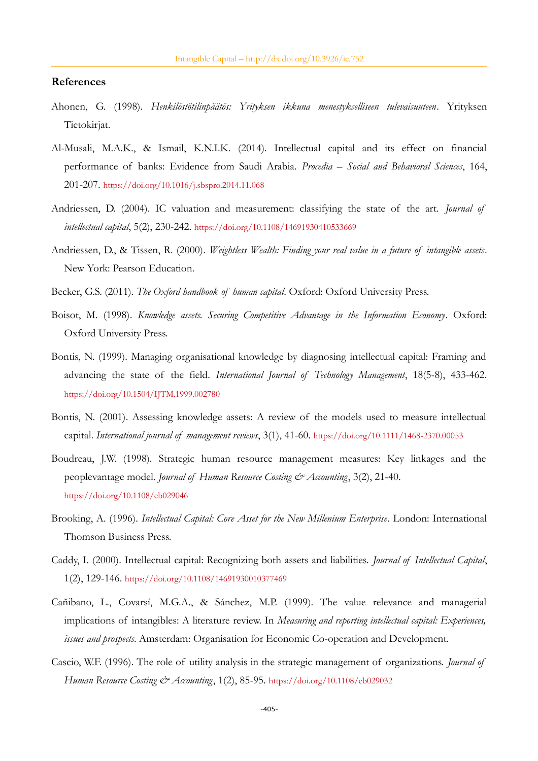## References

Ahonen, G. (1998). *Henkilöstötilinpäätös: Yrityksen ikkuna menestykselliseen tulevaisuuteen*. Yrityksen Tietokirjat.

Al-Musali, M.A.K., & Ismail, K.N.I.K. (2014). Intellectual capital and its effect on financial performance of banks: Evidence from Saudi Arabia. *Procedia – Social and Behavioral Sciences*, 164, 201-207. https://doi.org/10.1016/j.sbspro.2014.11.068

Andriessen, D. (2004). IC valuation and measurement: classifying the state of the art. *Journal of intellectual capital*, 5(2), 230-242. https://doi.org/10.1108/14691930410533669

Andriessen, D., & Tissen, R. (2000). *Weightless Wealth: Finding your real value in a future of intangible assets*. New York: Pearson Education.

Becker, G.S. (2011). *The Oxford handbook of human capital*. Oxford: Oxford University Press.

Boisot, M. (1998). *Knowledge assets. Securing Competitive Advantage in the Information Economy*. Oxford: Oxford University Press.

Bontis, N. (1999). Managing organisational knowledge by diagnosing intellectual capital: Framing and advancing the state of the field. *International Journal of Technology Management*, 18(5-8), 433-462. https://doi.org/10.1504/IJTM.1999.002780

Bontis, N. (2001). Assessing knowledge assets: A review of the models used to measure intellectual capital. *International journal of management reviews*, 3(1), 41-60. https://doi.org/10.1111/1468-2370.00053

Boudreau, J.W. (1998). Strategic human resource management measures: Key linkages and the peoplevantage model. *Journal of Human Resource Costing & Accounting*, 3(2), 21-40. https://doi.org/10.1108/eb029046

Brooking, A. (1996). *Intellectual Capital: Core Asset for the New Millenium Enterprise*. London: International Thomson Business Press.

Caddy, I. (2000). Intellectual capital: Recognizing both assets and liabilities. *Journal of Intellectual Capital*, 1(2), 129-146. https://doi.org/10.1108/14691930010377469

Cañibano, L., Covarsí, M.G.A., & Sánchez, M.P. (1999). The value relevance and managerial implications of intangibles: A literature review. In *Measuring and reporting intellectual capital: Experiences, issues and prospects*. Amsterdam: Organisation for Economic Co-operation and Development.

Cascio, W.F. (1996). The role of utility analysis in the strategic management of organizations. *Journal of Human Resource Costing & Accounting*, 1(2), 85-95. https://doi.org/10.1108/eb029032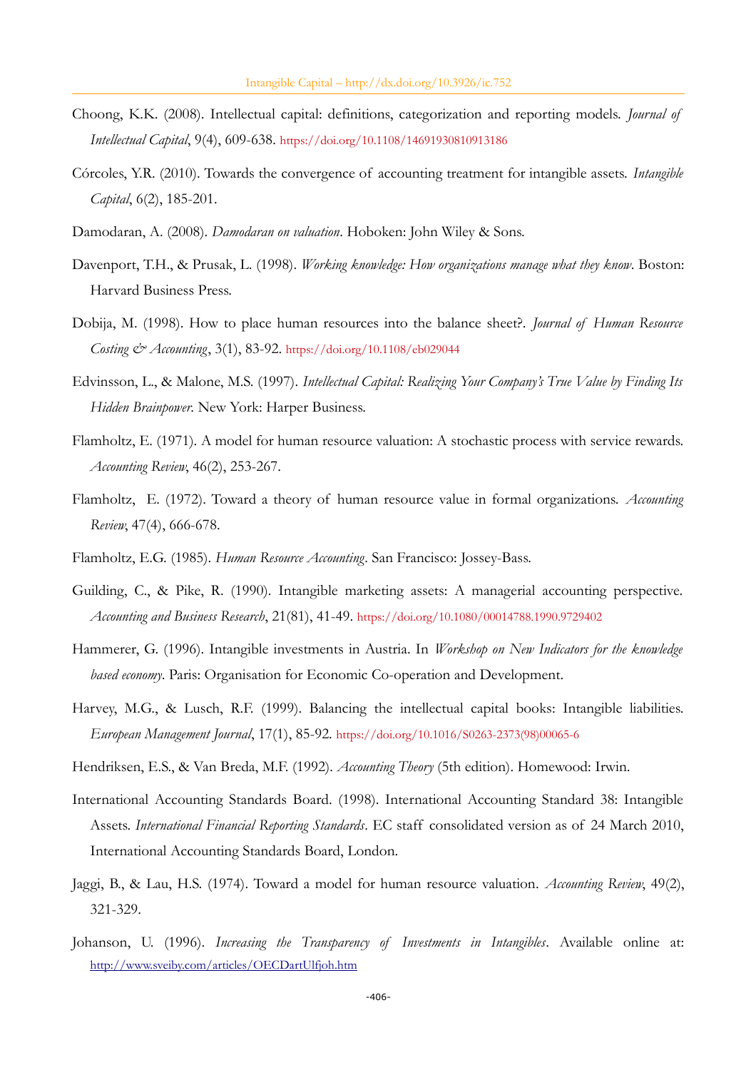Choong, K.K. (2008). Intellectual capital: definitions, categorization and reporting models. *Journal of Intellectual Capital*, 9(4), 609-638. https://doi.org/10.1108/14691930810913186

Córcoles, Y.R. (2010). Towards the convergence of accounting treatment for intangible assets. *Intangible Capital*, 6(2), 185-201.

Damodaran, A. (2008). *Damodaran on valuation*. Hoboken: John Wiley & Sons.

Davenport, T.H., & Prusak, L. (1998). *Working knowledge: How organizations manage what they know*. Boston: Harvard Business Press.

Dobija, M. (1998). How to place human resources into the balance sheet?. *Journal of Human Resource Costing & Accounting*, 3(1), 83-92. https://doi.org/10.1108/eb029044

Edvinsson, L., & Malone, M.S. (1997). *Intellectual Capital: Realizing Your Company's True Value by Finding Its Hidden Brainpower*. New York: Harper Business.

Flamholtz, E. (1971). A model for human resource valuation: A stochastic process with service rewards. *Accounting Review*, 46(2), 253-267.

Flamholtz, E. (1972). Toward a theory of human resource value in formal organizations. *Accounting Review*, 47(4), 666-678.

Flamholtz, E.G. (1985). *Human Resource Accounting*. San Francisco: Jossey-Bass.

Guilding, C., & Pike, R. (1990). Intangible marketing assets: A managerial accounting perspective. *Accounting and Business Research*, 21(81), 41-49. https://doi.org/10.1080/00014788.1990.9729402

Hammerer, G. (1996). Intangible investments in Austria. In *Workshop on New Indicators for the knowledge based economy*. Paris: Organisation for Economic Co-operation and Development.

Harvey, M.G., & Lusch, R.F. (1999). Balancing the intellectual capital books: Intangible liabilities. *European Management Journal*, 17(1), 85-92. https://doi.org/10.1016/S0263-2373(98)00065-6

Hendriksen, E.S., & Van Breda, M.F. (1992). *Accounting Theory* (5th edition). Homewood: Irwin.

International Accounting Standards Board. (1998). International Accounting Standard 38: Intangible Assets. *International Financial Reporting Standards*. EC staff consolidated version as of 24 March 2010, International Accounting Standards Board, London.

Jaggi, B., & Lau, H.S. (1974). Toward a model for human resource valuation. *Accounting Review*, 49(2), 321-329.

Johanson, U. (1996). *Increasing the Transparency of Investments in Intangibles*. Available online at: http://www.sveiby.com/articles/OECDartUlfjoh.htm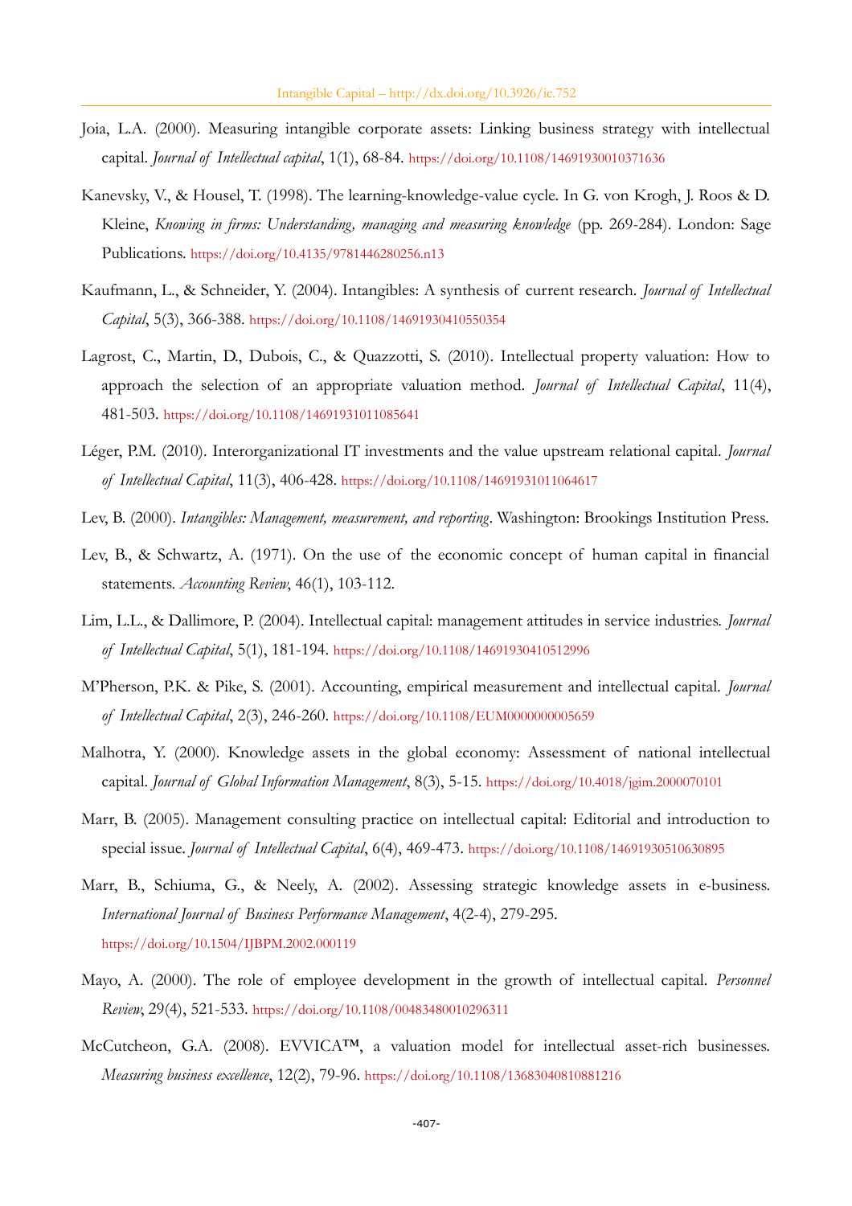Joia, L.A. (2000). Measuring intangible corporate assets: Linking business strategy with intellectual capital. *Journal of Intellectual capital*, 1(1), 68-84. https://doi.org/10.1108/14691930010371636

Kanevsky, V., & Housel, T. (1998). The learning-knowledge-value cycle. In G. von Krogh, J. Roos & D. Kleine, *Knowing in firms: Understanding, managing and measuring knowledge* (pp. 269-284). London: Sage Publications. https://doi.org/10.4135/9781446280256.n13

Kaufmann, L., & Schneider, Y. (2004). Intangibles: A synthesis of current research. *Journal of Intellectual Capital*, 5(3), 366-388. https://doi.org/10.1108/14691930410550354

Lagrost, C., Martin, D., Dubois, C., & Quazzotti, S. (2010). Intellectual property valuation: How to approach the selection of an appropriate valuation method. *Journal of Intellectual Capital*, 11(4), 481-503. https://doi.org/10.1108/14691931011085641

Léger, P.M. (2010). Interorganizational IT investments and the value upstream relational capital. *Journal of Intellectual Capital*, 11(3), 406-428. https://doi.org/10.1108/14691931011064617

Lev, B. (2000). *Intangibles: Management, measurement, and reporting*. Washington: Brookings Institution Press.

Lev, B., & Schwartz, A. (1971). On the use of the economic concept of human capital in financial statements. *Accounting Review*, 46(1), 103-112.

Lim, L.L., & Dallimore, P. (2004). Intellectual capital: management attitudes in service industries. *Journal of Intellectual Capital*, 5(1), 181-194. https://doi.org/10.1108/14691930410512996

M'Pherson, P.K. & Pike, S. (2001). Accounting, empirical measurement and intellectual capital. *Journal of Intellectual Capital*, 2(3), 246-260. https://doi.org/10.1108/EUM0000000005659

Malhotra, Y. (2000). Knowledge assets in the global economy: Assessment of national intellectual capital. *Journal of Global Information Management*, 8(3), 5-15. https://doi.org/10.4018/jgim.2000070101

Marr, B. (2005). Management consulting practice on intellectual capital: Editorial and introduction to special issue. *Journal of Intellectual Capital*, 6(4), 469-473. https://doi.org/10.1108/14691930510630895

Marr, B., Schiuma, G., & Neely, A. (2002). Assessing strategic knowledge assets in e-business. *International Journal of Business Performance Management*, 4(2-4), 279-295. https://doi.org/10.1504/IJBPM.2002.000119

Mayo, A. (2000). The role of employee development in the growth of intellectual capital. *Personnel Review*, 29(4), 521-533. https://doi.org/10.1108/00483480010296311

McCutcheon, G.A. (2008). EVVICA™, a valuation model for intellectual asset-rich businesses. *Measuring business excellence*, 12(2), 79-96. https://doi.org/10.1108/13683040810881216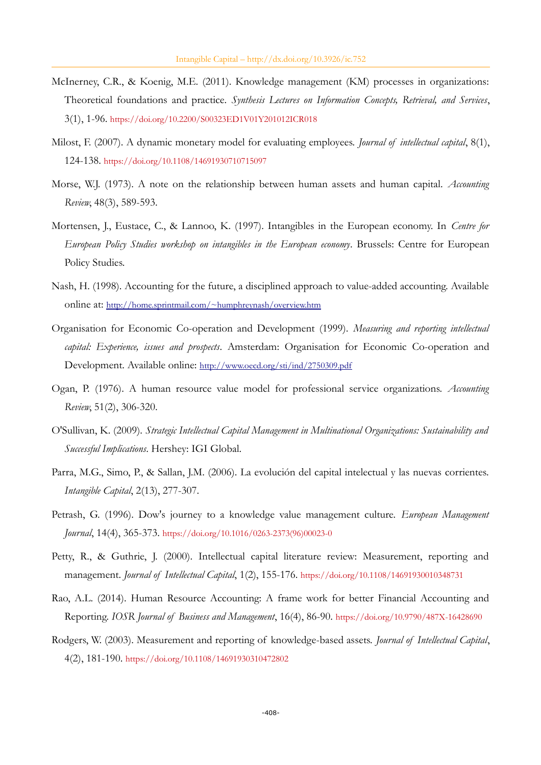McInerney, C.R., & Koenig, M.E. (2011). Knowledge management (KM) processes in organizations: Theoretical foundations and practice. *Synthesis Lectures on Information Concepts, Retrieval, and Services*, 3(1), 1-96. https://doi.org/10.2200/S00323ED1V01Y201012ICR018

Milost, F. (2007). A dynamic monetary model for evaluating employees. *Journal of intellectual capital*, 8(1), 124-138. https://doi.org/10.1108/14691930710715097

Morse, W.J. (1973). A note on the relationship between human assets and human capital. *Accounting Review*, 48(3), 589-593.

Mortensen, J., Eustace, C., & Lannoo, K. (1997). Intangibles in the European economy. In *Centre for European Policy Studies workshop on intangibles in the European economy*. Brussels: Centre for European Policy Studies.

Nash, H. (1998). Accounting for the future, a disciplined approach to value-added accounting. Available online at: http://home.sprintmail.com/~humphreynash/overview.htm

Organisation for Economic Co-operation and Development (1999). *Measuring and reporting intellectual capital: Experience, issues and prospects*. Amsterdam: Organisation for Economic Co-operation and Development. Available online: http://www.oecd.org/sti/ind/2750309.pdf

Ogan, P. (1976). A human resource value model for professional service organizations. *Accounting Review*, 51(2), 306-320.

O'Sullivan, K. (2009). *Strategic Intellectual Capital Management in Multinational Organizations: Sustainability and Successful Implications*. Hershey: IGI Global.

Parra, M.G., Simo, P., & Sallan, J.M. (2006). La evolución del capital intelectual y las nuevas corrientes. *Intangible Capital*, 2(13), 277-307.

Petrash, G. (1996). Dow's journey to a knowledge value management culture. *European Management Journal*, 14(4), 365-373. https://doi.org/10.1016/0263-2373(96)00023-0

Petty, R., & Guthrie, J. (2000). Intellectual capital literature review: Measurement, reporting and management. *Journal of Intellectual Capital*, 1(2), 155-176. https://doi.org/10.1108/14691930010348731

Rao, A.L. (2014). Human Resource Accounting: A frame work for better Financial Accounting and Reporting. *IOSR Journal of Business and Management*, 16(4), 86-90. https://doi.org/10.9790/487X-16428690

Rodgers, W. (2003). Measurement and reporting of knowledge-based assets. *Journal of Intellectual Capital*, 4(2), 181-190. https://doi.org/10.1108/14691930310472802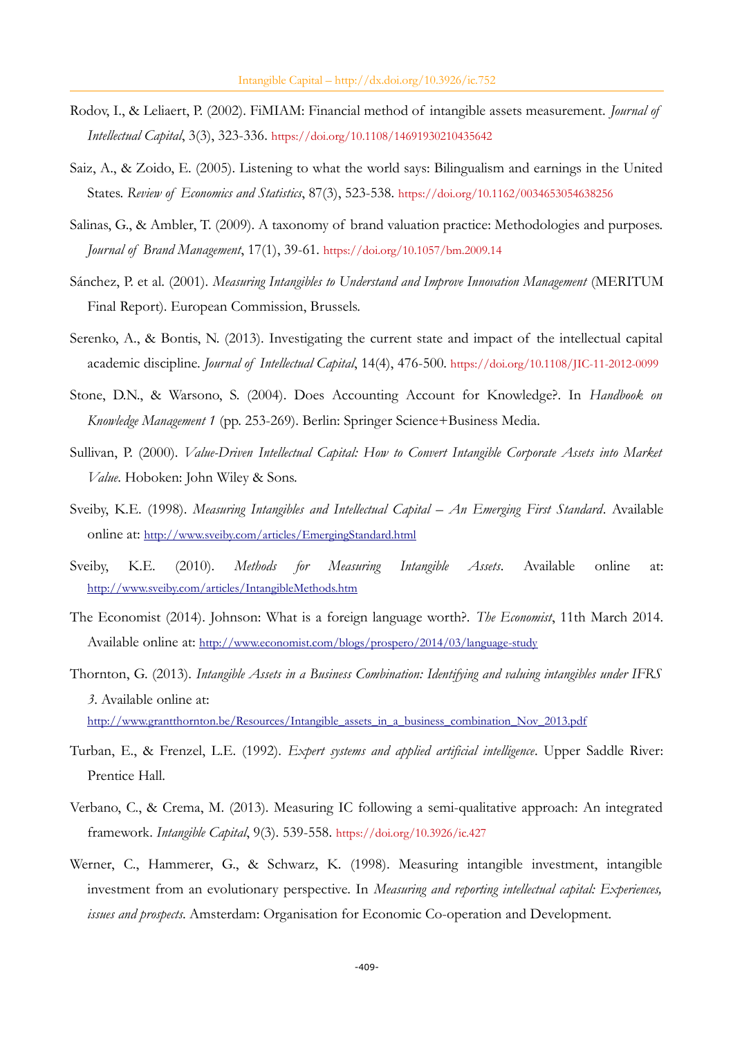Rodov, I., & Leliaert, P. (2002). FiMIAM: Financial method of intangible assets measurement. *Journal of Intellectual Capital*, 3(3), 323-336. https://doi.org/10.1108/14691930210435642

Saiz, A., & Zoido, E. (2005). Listening to what the world says: Bilingualism and earnings in the United States. *Review of Economics and Statistics*, 87(3), 523-538. https://doi.org/10.1162/0034653054638256

Salinas, G., & Ambler, T. (2009). A taxonomy of brand valuation practice: Methodologies and purposes. *Journal of Brand Management*, 17(1), 39-61. https://doi.org/10.1057/bm.2009.14

Sánchez, P. et al. (2001). *Measuring Intangibles to Understand and Improve Innovation Management* (MERITUM Final Report). European Commission, Brussels.

Serenko, A., & Bontis, N. (2013). Investigating the current state and impact of the intellectual capital academic discipline. *Journal of Intellectual Capital*, 14(4), 476-500. https://doi.org/10.1108/JIC-11-2012-0099

Stone, D.N., & Warsono, S. (2004). Does Accounting Account for Knowledge?. In *Handbook on Knowledge Management 1* (pp. 253-269). Berlin: Springer Science+Business Media.

Sullivan, P. (2000). *Value-Driven Intellectual Capital: How to Convert Intangible Corporate Assets into Market Value*. Hoboken: John Wiley & Sons.

Sveiby, K.E. (1998). *Measuring Intangibles and Intellectual Capital – An Emerging First Standard*. Available online at: http://www.sveiby.com/articles/EmergingStandard.html

Sveiby, K.E. (2010). *Methods for Measuring Intangible Assets*. Available online at: http://www.sveiby.com/articles/IntangibleMethods.htm

The Economist (2014). Johnson: What is a foreign language worth?. *The Economist*, 11th March 2014. Available online at: http://www.economist.com/blogs/prospero/2014/03/language-study

Thornton, G. (2013). *Intangible Assets in a Business Combination: Identifying and valuing intangibles under IFRS 3*. Available online at: http://www.grantthornton.be/Resources/Intangible_assets_in_a_business_combination_Nov_2013.pdf

Turban, E., & Frenzel, L.E. (1992). *Expert systems and applied artificial intelligence*. Upper Saddle River: Prentice Hall.

Verbano, C., & Crema, M. (2013). Measuring IC following a semi-qualitative approach: An integrated framework. *Intangible Capital*, 9(3). 539-558. https://doi.org/10.3926/ic.427

Werner, C., Hammerer, G., & Schwarz, K. (1998). Measuring intangible investment, intangible investment from an evolutionary perspective. In *Measuring and reporting intellectual capital: Experiences, issues and prospects*. Amsterdam: Organisation for Economic Co-operation and Development.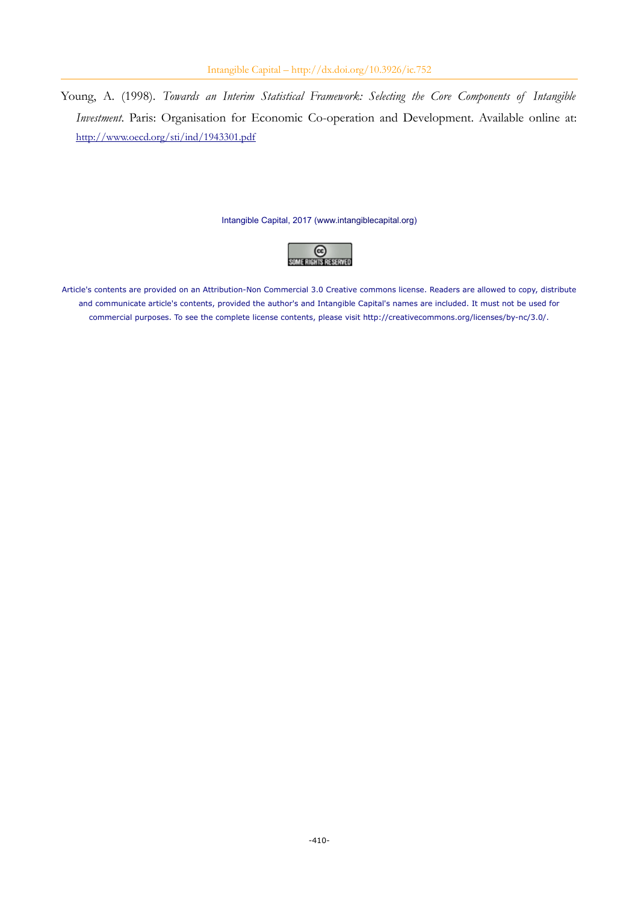Young, A. (1998). *Towards an Interim Statistical Framework: Selecting the Core Components of Intangible Investment*. Paris: Organisation for Economic Co-operation and Development. Available online at: http://www.oecd.org/sti/ind/1943301.pdf

Intangible Capital, 2017 (www.intangiblecapital.org)

Article's contents are provided on an Attribution-Non Commercial 3.0 Creative commons license. Readers are allowed to copy, distribute and communicate article's contents, provided the author's and Intangible Capital's names are included. It must not be used for commercial purposes. To see the complete license contents, please visit http://creativecommons.org/licenses/by-nc/3.0/.